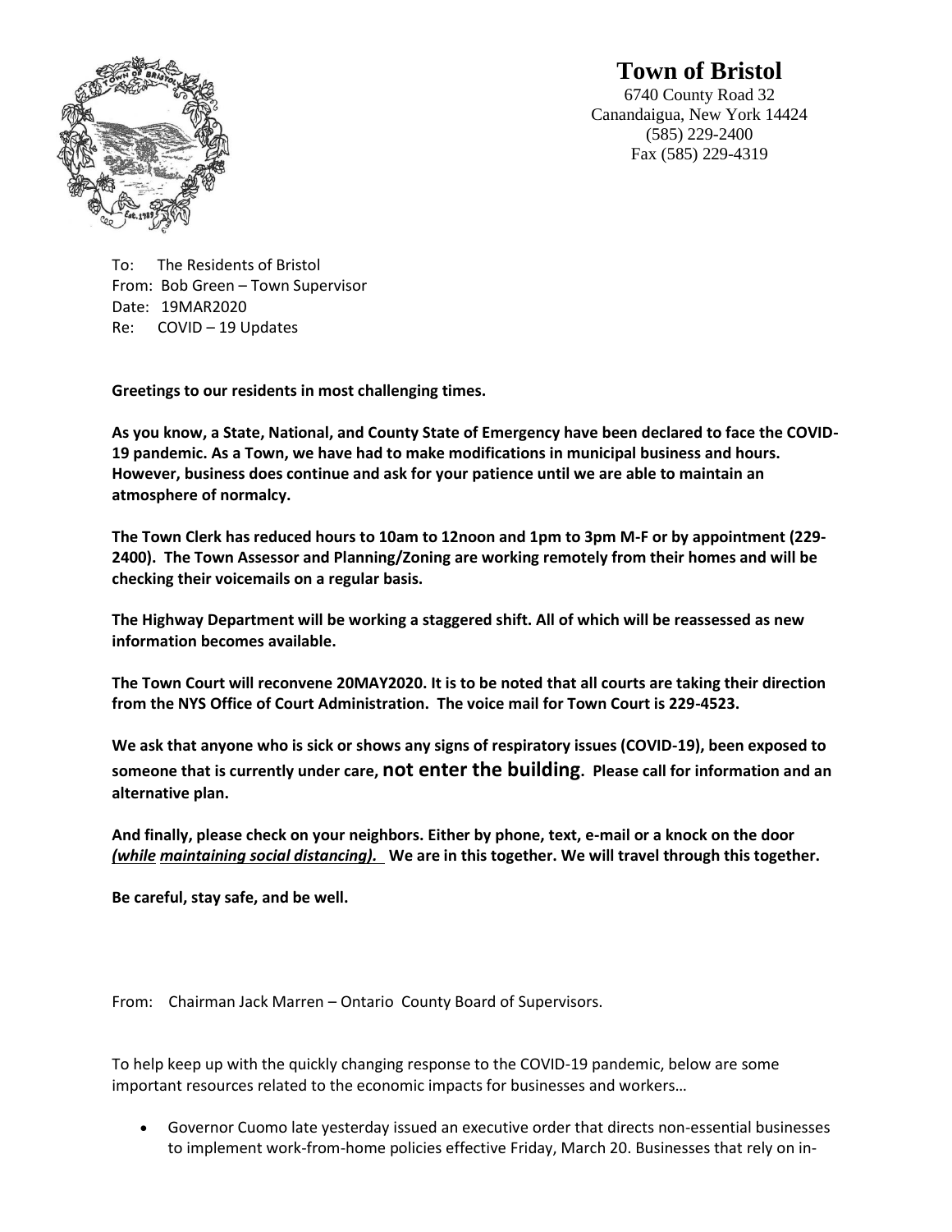# Town of Bristol

6740 County Road 32
Canandaigua, New York 14424
(585) 229-2400
Fax (585) 229-4319

To: The Residents of Bristol
From: Bob Green – Town Supervisor
Date: 19MAR2020
Re: COVID – 19 Updates

**Greetings to our residents in most challenging times.**

**As you know, a State, National, and County State of Emergency have been declared to face the COVID-19 pandemic. As a Town, we have had to make modifications in municipal business and hours. However, business does continue and ask for your patience until we are able to maintain an atmosphere of normalcy.**

**The Town Clerk has reduced hours to 10am to 12noon and 1pm to 3pm M-F or by appointment (229-2400). The Town Assessor and Planning/Zoning are working remotely from their homes and will be checking their voicemails on a regular basis.**

**The Highway Department will be working a staggered shift. All of which will be reassessed as new information becomes available.**

**The Town Court will reconvene 20MAY2020. It is to be noted that all courts are taking their direction from the NYS Office of Court Administration. The voice mail for Town Court is 229-4523.**

**We ask that anyone who is sick or shows any signs of respiratory issues (COVID-19), been exposed to someone that is currently under care, not enter the building. Please call for information and an alternative plan.**

**And finally, please check on your neighbors. Either by phone, text, e-mail or a knock on the door *(while maintaining social distancing).* We are in this together. We will travel through this together.**

**Be careful, stay safe, and be well.**

From: Chairman Jack Marren – Ontario County Board of Supervisors.

To help keep up with the quickly changing response to the COVID-19 pandemic, below are some important resources related to the economic impacts for businesses and workers…

- Governor Cuomo late yesterday issued an executive order that directs non-essential businesses to implement work-from-home policies effective Friday, March 20. Businesses that rely on in-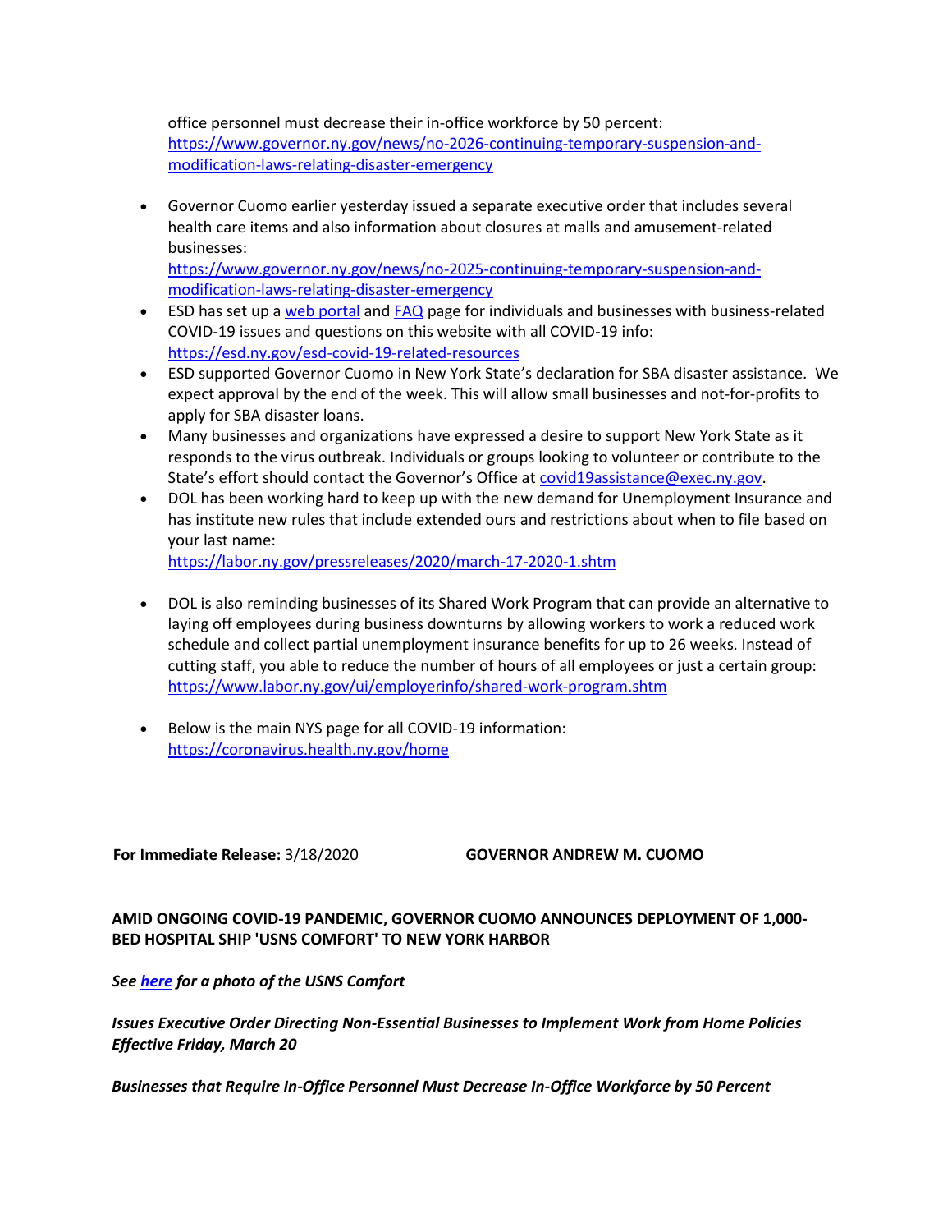office personnel must decrease their in-office workforce by 50 percent: https://www.governor.ny.gov/news/no-2026-continuing-temporary-suspension-and-modification-laws-relating-disaster-emergency

- Governor Cuomo earlier yesterday issued a separate executive order that includes several health care items and also information about closures at malls and amusement-related businesses: https://www.governor.ny.gov/news/no-2025-continuing-temporary-suspension-and-modification-laws-relating-disaster-emergency
- ESD has set up a web portal and FAQ page for individuals and businesses with business-related COVID-19 issues and questions on this website with all COVID-19 info: https://esd.ny.gov/esd-covid-19-related-resources
- ESD supported Governor Cuomo in New York State's declaration for SBA disaster assistance. We expect approval by the end of the week. This will allow small businesses and not-for-profits to apply for SBA disaster loans.
- Many businesses and organizations have expressed a desire to support New York State as it responds to the virus outbreak. Individuals or groups looking to volunteer or contribute to the State's effort should contact the Governor's Office at covid19assistance@exec.ny.gov.
- DOL has been working hard to keep up with the new demand for Unemployment Insurance and has institute new rules that include extended ours and restrictions about when to file based on your last name: https://labor.ny.gov/pressreleases/2020/march-17-2020-1.shtm
- DOL is also reminding businesses of its Shared Work Program that can provide an alternative to laying off employees during business downturns by allowing workers to work a reduced work schedule and collect partial unemployment insurance benefits for up to 26 weeks. Instead of cutting staff, you able to reduce the number of hours of all employees or just a certain group: https://www.labor.ny.gov/ui/employerinfo/shared-work-program.shtm
- Below is the main NYS page for all COVID-19 information: https://coronavirus.health.ny.gov/home

**For Immediate Release:** 3/18/2020 **GOVERNOR ANDREW M. CUOMO**

**AMID ONGOING COVID-19 PANDEMIC, GOVERNOR CUOMO ANNOUNCES DEPLOYMENT OF 1,000-BED HOSPITAL SHIP 'USNS COMFORT' TO NEW YORK HARBOR**

***See here for a photo of the USNS Comfort***

***Issues Executive Order Directing Non-Essential Businesses to Implement Work from Home Policies Effective Friday, March 20***

***Businesses that Require In-Office Personnel Must Decrease In-Office Workforce by 50 Percent***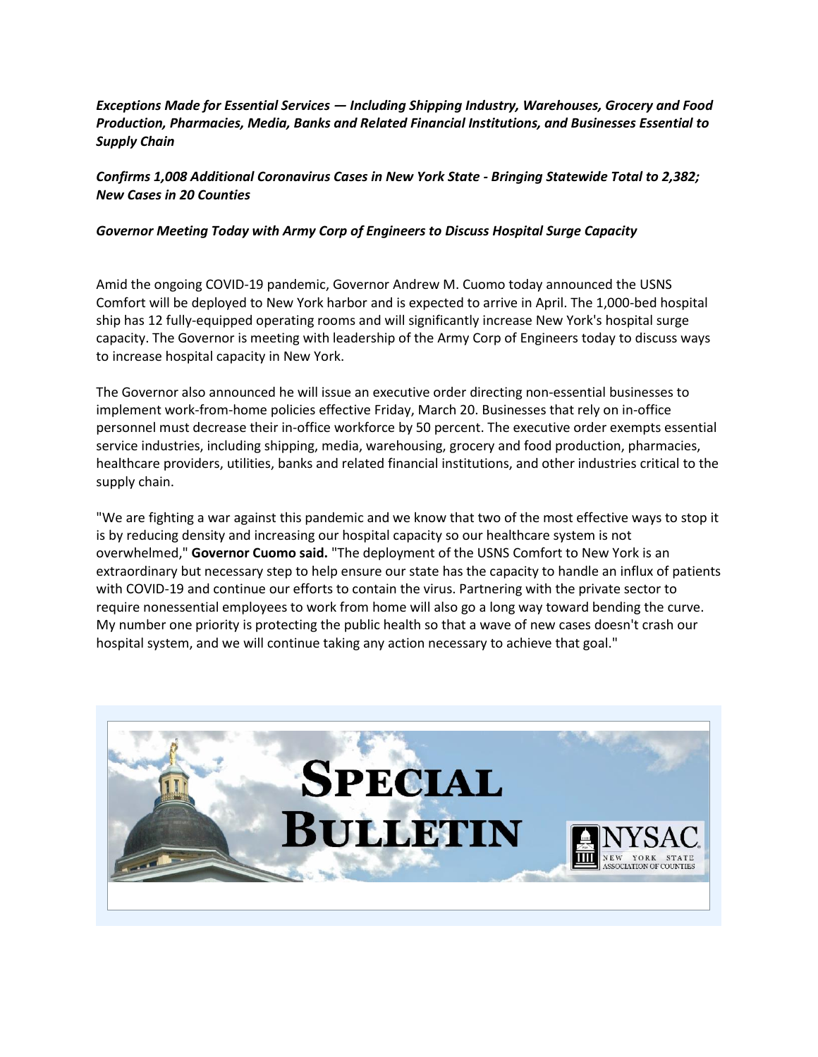***Exceptions Made for Essential Services — Including Shipping Industry, Warehouses, Grocery and Food Production, Pharmacies, Media, Banks and Related Financial Institutions, and Businesses Essential to Supply Chain***

***Confirms 1,008 Additional Coronavirus Cases in New York State - Bringing Statewide Total to 2,382; New Cases in 20 Counties***

***Governor Meeting Today with Army Corp of Engineers to Discuss Hospital Surge Capacity***

Amid the ongoing COVID-19 pandemic, Governor Andrew M. Cuomo today announced the USNS Comfort will be deployed to New York harbor and is expected to arrive in April. The 1,000-bed hospital ship has 12 fully-equipped operating rooms and will significantly increase New York's hospital surge capacity. The Governor is meeting with leadership of the Army Corp of Engineers today to discuss ways to increase hospital capacity in New York.

The Governor also announced he will issue an executive order directing non-essential businesses to implement work-from-home policies effective Friday, March 20. Businesses that rely on in-office personnel must decrease their in-office workforce by 50 percent. The executive order exempts essential service industries, including shipping, media, warehousing, grocery and food production, pharmacies, healthcare providers, utilities, banks and related financial institutions, and other industries critical to the supply chain.

"We are fighting a war against this pandemic and we know that two of the most effective ways to stop it is by reducing density and increasing our hospital capacity so our healthcare system is not overwhelmed," **Governor Cuomo said.** "The deployment of the USNS Comfort to New York is an extraordinary but necessary step to help ensure our state has the capacity to handle an influx of patients with COVID-19 and continue our efforts to contain the virus. Partnering with the private sector to require nonessential employees to work from home will also go a long way toward bending the curve. My number one priority is protecting the public health so that a wave of new cases doesn't crash our hospital system, and we will continue taking any action necessary to achieve that goal."

**SPECIAL BULLETIN**

NYSAC
NEW YORK STATE ASSOCIATION OF COUNTIES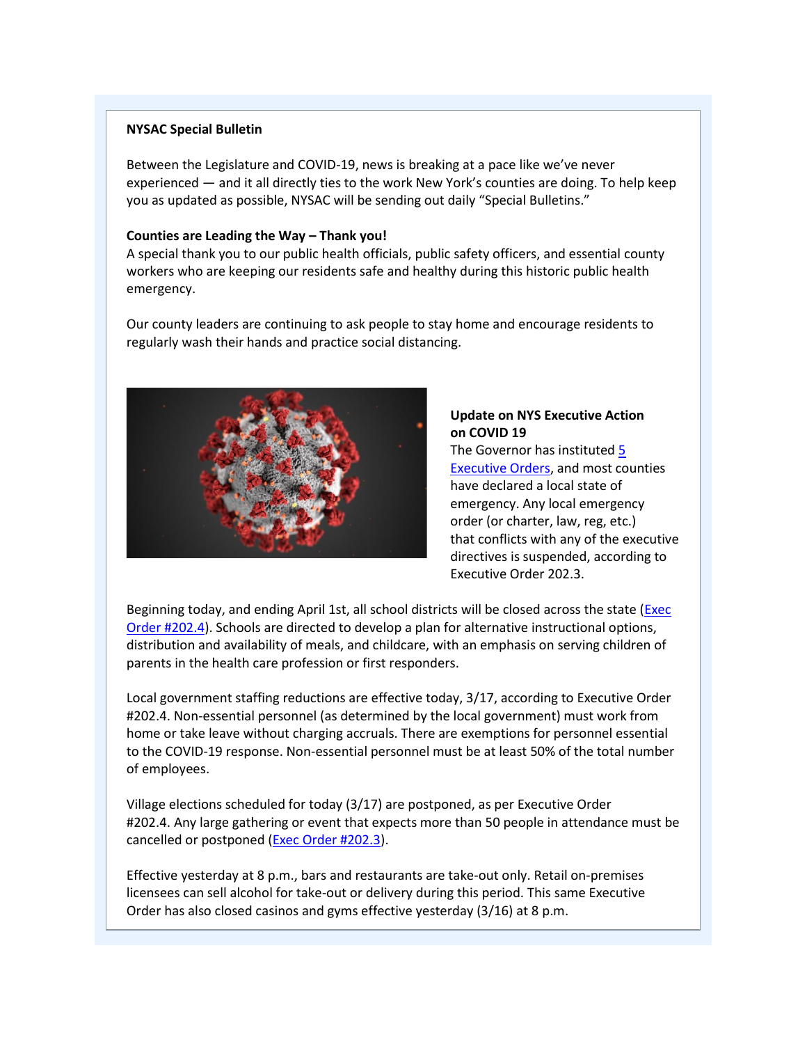**NYSAC Special Bulletin**

Between the Legislature and COVID-19, news is breaking at a pace like we've never experienced — and it all directly ties to the work New York's counties are doing. To help keep you as updated as possible, NYSAC will be sending out daily "Special Bulletins."

**Counties are Leading the Way – Thank you!**

A special thank you to our public health officials, public safety officers, and essential county workers who are keeping our residents safe and healthy during this historic public health emergency.

Our county leaders are continuing to ask people to stay home and encourage residents to regularly wash their hands and practice social distancing.

**Update on NYS Executive Action on COVID 19**

The Governor has instituted 5 Executive Orders, and most counties have declared a local state of emergency. Any local emergency order (or charter, law, reg, etc.) that conflicts with any of the executive directives is suspended, according to Executive Order 202.3.

Beginning today, and ending April 1st, all school districts will be closed across the state (Exec Order #202.4). Schools are directed to develop a plan for alternative instructional options, distribution and availability of meals, and childcare, with an emphasis on serving children of parents in the health care profession or first responders.

Local government staffing reductions are effective today, 3/17, according to Executive Order #202.4. Non-essential personnel (as determined by the local government) must work from home or take leave without charging accruals. There are exemptions for personnel essential to the COVID-19 response. Non-essential personnel must be at least 50% of the total number of employees.

Village elections scheduled for today (3/17) are postponed, as per Executive Order #202.4. Any large gathering or event that expects more than 50 people in attendance must be cancelled or postponed (Exec Order #202.3).

Effective yesterday at 8 p.m., bars and restaurants are take-out only. Retail on-premises licensees can sell alcohol for take-out or delivery during this period. This same Executive Order has also closed casinos and gyms effective yesterday (3/16) at 8 p.m.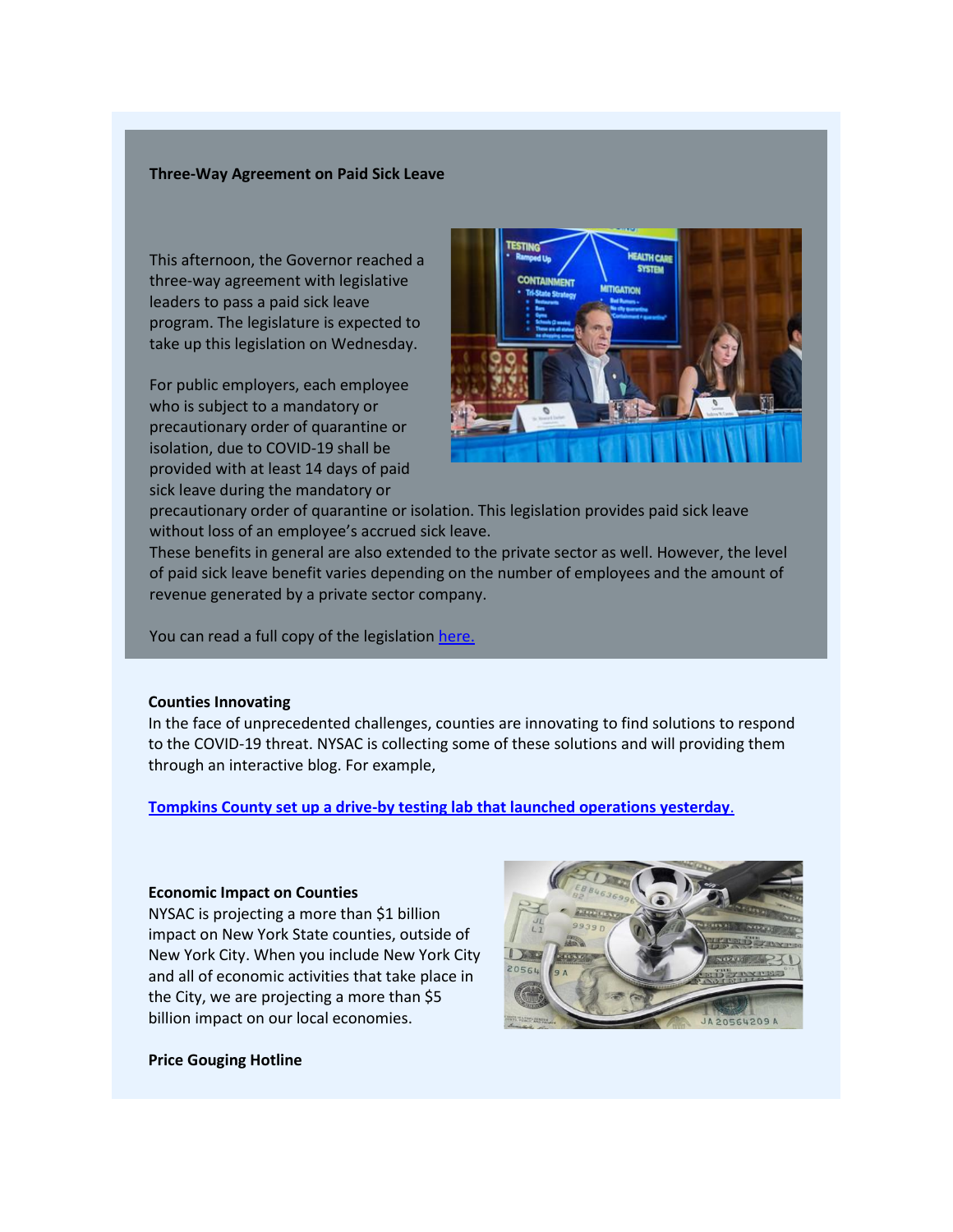**Three-Way Agreement on Paid Sick Leave**

This afternoon, the Governor reached a three-way agreement with legislative leaders to pass a paid sick leave program. The legislature is expected to take up this legislation on Wednesday.

For public employers, each employee who is subject to a mandatory or precautionary order of quarantine or isolation, due to COVID-19 shall be provided with at least 14 days of paid sick leave during the mandatory or precautionary order of quarantine or isolation. This legislation provides paid sick leave without loss of an employee's accrued sick leave.

These benefits in general are also extended to the private sector as well. However, the level of paid sick leave benefit varies depending on the number of employees and the amount of revenue generated by a private sector company.

You can read a full copy of the legislation here.

**Counties Innovating**

In the face of unprecedented challenges, counties are innovating to find solutions to respond to the COVID-19 threat. NYSAC is collecting some of these solutions and will providing them through an interactive blog. For example,

**Tompkins County set up a drive-by testing lab that launched operations yesterday.**

**Economic Impact on Counties**

NYSAC is projecting a more than $1 billion impact on New York State counties, outside of New York City. When you include New York City and all of economic activities that take place in the City, we are projecting a more than $5 billion impact on our local economies.

**Price Gouging Hotline**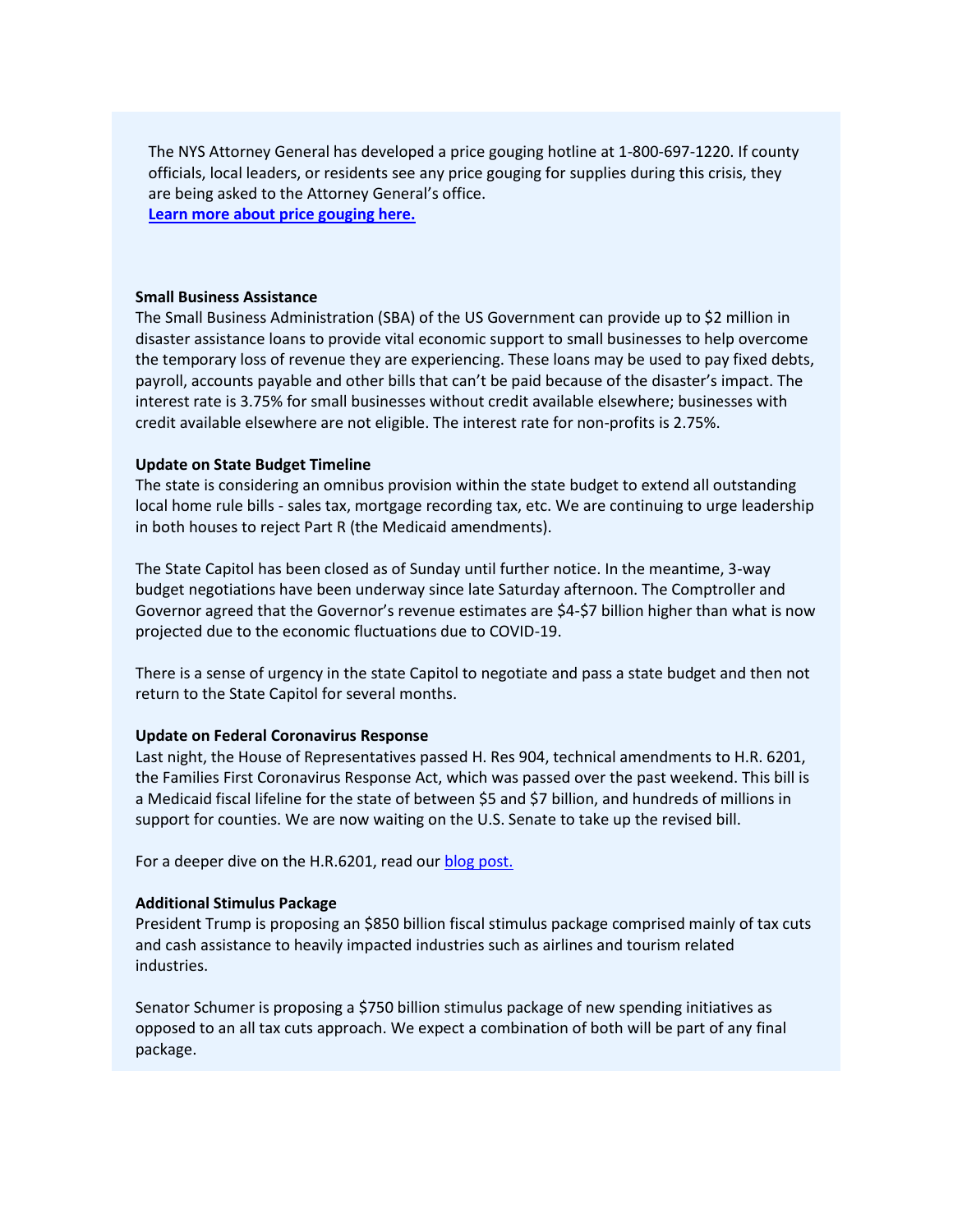The NYS Attorney General has developed a price gouging hotline at 1-800-697-1220. If county officials, local leaders, or residents see any price gouging for supplies during this crisis, they are being asked to the Attorney General's office.
**Learn more about price gouging here.**

**Small Business Assistance**
The Small Business Administration (SBA) of the US Government can provide up to $2 million in disaster assistance loans to provide vital economic support to small businesses to help overcome the temporary loss of revenue they are experiencing. These loans may be used to pay fixed debts, payroll, accounts payable and other bills that can't be paid because of the disaster's impact. The interest rate is 3.75% for small businesses without credit available elsewhere; businesses with credit available elsewhere are not eligible. The interest rate for non-profits is 2.75%.

**Update on State Budget Timeline**
The state is considering an omnibus provision within the state budget to extend all outstanding local home rule bills - sales tax, mortgage recording tax, etc. We are continuing to urge leadership in both houses to reject Part R (the Medicaid amendments).

The State Capitol has been closed as of Sunday until further notice. In the meantime, 3-way budget negotiations have been underway since late Saturday afternoon. The Comptroller and Governor agreed that the Governor's revenue estimates are $4-$7 billion higher than what is now projected due to the economic fluctuations due to COVID-19.

There is a sense of urgency in the state Capitol to negotiate and pass a state budget and then not return to the State Capitol for several months.

**Update on Federal Coronavirus Response**
Last night, the House of Representatives passed H. Res 904, technical amendments to H.R. 6201, the Families First Coronavirus Response Act, which was passed over the past weekend. This bill is a Medicaid fiscal lifeline for the state of between $5 and $7 billion, and hundreds of millions in support for counties. We are now waiting on the U.S. Senate to take up the revised bill.

For a deeper dive on the H.R.6201, read our blog post.

**Additional Stimulus Package**
President Trump is proposing an $850 billion fiscal stimulus package comprised mainly of tax cuts and cash assistance to heavily impacted industries such as airlines and tourism related industries.

Senator Schumer is proposing a $750 billion stimulus package of new spending initiatives as opposed to an all tax cuts approach. We expect a combination of both will be part of any final package.